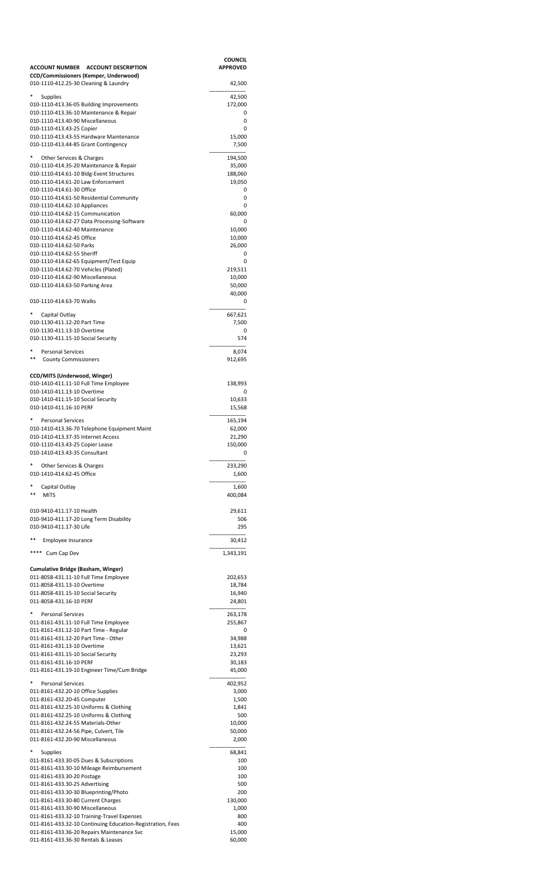| ACCOUNT NUMBER ACCOUNT DESCRIPTION | COUNCIL APPROVED |
|---|---|
| **CCD/Commissioners (Kemper, Underwood)** | |
| 010-1110-412.25-30 Cleaning & Laundry | 42,500 |
| * Supplies | 42,500 |
| 010-1110-413.36-05 Building Improvements | 172,000 |
| 010-1110-413.36-10 Maintenance & Repair | 0 |
| 010-1110-413.40-90 Miscellaneous | 0 |
| 010-1110-413.43-25 Copier | 0 |
| 010-1110-413.43-55 Hardware Maintenance | 15,000 |
| 010-1110-413.44-85 Grant Contingency | 7,500 |
| * Other Services & Charges | 194,500 |
| 010-1110-414.35-20 Maintenance & Repair | 35,000 |
| 010-1110-414.61-10 Bldg-Event Structures | 188,060 |
| 010-1110-414.61-20 Law Enforcement | 19,050 |
| 010-1110-414.61-30 Office | 0 |
| 010-1110-414.61-50 Residential Community | 0 |
| 010-1110-414.62-10 Appliances | 0 |
| 010-1110-414.62-15 Communication | 60,000 |
| 010-1110-414.62-27 Data Processing-Software | 0 |
| 010-1110-414.62-40 Maintenance | 10,000 |
| 010-1110-414.62-45 Office | 10,000 |
| 010-1110-414.62-50 Parks | 26,000 |
| 010-1110-414.62-55 Sheriff | 0 |
| 010-1110-414.62-65 Equipment/Test Equip | 0 |
| 010-1110-414.62-70 Vehicles (Plated) | 219,511 |
| 010-1110-414.62-90 Miscellaneous | 10,000 |
| 010-1110-414.63-50 Parking Area | 50,000 |
| | 40,000 |
| 010-1110-414.63-70 Walks | 0 |
| * Capital Outlay | 667,621 |
| 010-1130-411.12-20 Part Time | 7,500 |
| 010-1130-411.13-10 Overtime | 0 |
| 010-1130-411.15-10 Social Security | 574 |
| * Personal Services | 8,074 |
| ** County Commissioners | 912,695 |
| | |
| **CCD/MITS (Underwood, Winger)** | |
| 010-1410-411.11-10 Full Time Employee | 138,993 |
| 010-1410-411.13-10 Overtime | 0 |
| 010-1410-411.15-10 Social Security | 10,633 |
| 010-1410-411.16-10 PERF | 15,568 |
| * Personal Services | 165,194 |
| 010-1410-413.36-70 Telephone Equipment Maint | 62,000 |
| 010-1410-413.37-35 Internet Access | 21,290 |
| 010-1110-413.43-25 Copier Lease | 150,000 |
| 010-1410-413.43-35 Consultant | 0 |
| * Other Services & Charges | 233,290 |
| 010-1410-414.62-45 Office | 1,600 |
| * Capital Outlay | 1,600 |
| ** MITS | 400,084 |
| | |
| 010-9410-411.17-10 Health | 29,611 |
| 010-9410-411.17-20 Long Term Disability | 506 |
| 010-9410-411.17-30 Life | 295 |
| ** Employee Insurance | 30,412 |
| **** Cum Cap Dev | 1,343,191 |
| | |
| **Cumulative Bridge (Basham, Winger)** | |
| 011-8058-431.11-10 Full Time Employee | 202,653 |
| 011-8058-431.13-10 Overtime | 18,784 |
| 011-8058-431.15-10 Social Security | 16,940 |
| 011-8058-431.16-10 PERF | 24,801 |
| * Personal Services | 263,178 |
| 011-8161-431.11-10 Full Time Employee | 255,867 |
| 011-8161-431.12-10 Part Time - Regular | 0 |
| 011-8161-431.12-20 Part Time - Other | 34,988 |
| 011-8161-431.13-10 Overtime | 13,621 |
| 011-8161-431.15-10 Social Security | 23,293 |
| 011-8161-431.16-10 PERF | 30,183 |
| 011-8161-431.19-10 Engineer Time/Cum Bridge | 45,000 |
| * Personal Services | 402,952 |
| 011-8161-432.20-10 Office Supplies | 3,000 |
| 011-8161-432.20-45 Computer | 1,500 |
| 011-8161-432.25-10 Uniforms & Clothing | 1,841 |
| 011-8161-432.25-10 Uniforms & Clothing | 500 |
| 011-8161-432.24-55 Materials-Other | 10,000 |
| 011-8161-432.24-56 Pipe, Culvert, Tile | 50,000 |
| 011-8161-432.20-90 Miscellaneous | 2,000 |
| * Supplies | 68,841 |
| 011-8161-433.30-05 Dues & Subscriptions | 100 |
| 011-8161-433.30-10 Mileage Reimbursement | 100 |
| 011-8161-433.30-20 Postage | 100 |
| 011-8161-433.30-25 Advertising | 500 |
| 011-8161-433.30-30 Blueprinting/Photo | 200 |
| 011-8161-433.30-80 Current Charges | 130,000 |
| 011-8161-433.30-90 Miscellaneous | 1,000 |
| 011-8161-433.32-10 Training-Travel Expenses | 800 |
| 011-8161-433.32-10 Continuing Education-Registration, Fees | 400 |
| 011-8161-433.36-20 Repairs Maintenance Svc | 15,000 |
| 011-8161-433.36-30 Rentals & Leases | 60,000 |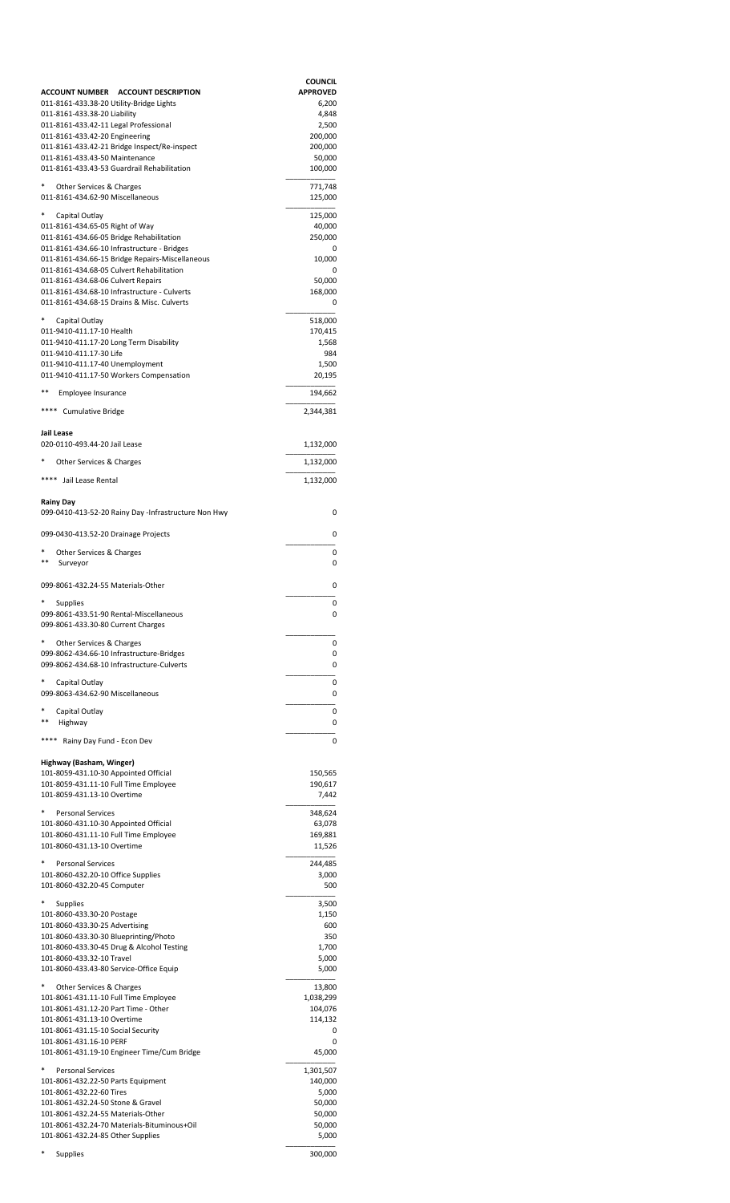| ACCOUNT NUMBER ACCOUNT DESCRIPTION | COUNCIL APPROVED |
|---|---|
| 011-8161-433.38-20 Utility-Bridge Lights | 6,200 |
| 011-8161-433.38-20 Liability | 4,848 |
| 011-8161-433.42-11 Legal Professional | 2,500 |
| 011-8161-433.42-20 Engineering | 200,000 |
| 011-8161-433.42-21 Bridge Inspect/Re-inspect | 200,000 |
| 011-8161-433.43-50 Maintenance | 50,000 |
| 011-8161-433.43-53 Guardrail Rehabilitation | 100,000 |
| * Other Services & Charges | 771,748 |
| 011-8161-434.62-90 Miscellaneous | 125,000 |
| * Capital Outlay | 125,000 |
| 011-8161-434.65-05 Right of Way | 40,000 |
| 011-8161-434.66-05 Bridge Rehabilitation | 250,000 |
| 011-8161-434.66-10 Infrastructure - Bridges | 0 |
| 011-8161-434.66-15 Bridge Repairs-Miscellaneous | 10,000 |
| 011-8161-434.68-05 Culvert Rehabilitation | 0 |
| 011-8161-434.68-06 Culvert Repairs | 50,000 |
| 011-8161-434.68-10 Infrastructure - Culverts | 168,000 |
| 011-8161-434.68-15 Drains & Misc. Culverts | 0 |
| * Capital Outlay | 518,000 |
| 011-9410-411.17-10 Health | 170,415 |
| 011-9410-411.17-20 Long Term Disability | 1,568 |
| 011-9410-411.17-30 Life | 984 |
| 011-9410-411.17-40 Unemployment | 1,500 |
| 011-9410-411.17-50 Workers Compensation | 20,195 |
| ** Employee Insurance | 194,662 |
| **** Cumulative Bridge | 2,344,381 |
| **Jail Lease** | |
| 020-0110-493.44-20 Jail Lease | 1,132,000 |
| * Other Services & Charges | 1,132,000 |
| **** Jail Lease Rental | 1,132,000 |
| **Rainy Day** | |
| 099-0410-413.52-20 Rainy Day -Infrastructure Non Hwy | 0 |
| 099-0430-413.52-20 Drainage Projects | 0 |
| * Other Services & Charges | 0 |
| ** Surveyor | 0 |
| 099-8061-432.24-55 Materials-Other | 0 |
| * Supplies | 0 |
| 099-8061-433.51-90 Rental-Miscellaneous | 0 |
| 099-8061-433.30-80 Current Charges | |
| * Other Services & Charges | 0 |
| 099-8062-434.66-10 Infrastructure-Bridges | 0 |
| 099-8062-434.68-10 Infrastructure-Culverts | 0 |
| * Capital Outlay | 0 |
| 099-8063-434.62-90 Miscellaneous | 0 |
| * Capital Outlay | 0 |
| ** Highway | 0 |
| **** Rainy Day Fund - Econ Dev | 0 |
| **Highway (Basham, Winger)** | |
| 101-8059-431.10-30 Appointed Official | 150,565 |
| 101-8059-431.11-10 Full Time Employee | 190,617 |
| 101-8059-431.13-10 Overtime | 7,442 |
| * Personal Services | 348,624 |
| 101-8060-431.10-30 Appointed Official | 63,078 |
| 101-8060-431.11-10 Full Time Employee | 169,881 |
| 101-8060-431.13-10 Overtime | 11,526 |
| * Personal Services | 244,485 |
| 101-8060-432.20-10 Office Supplies | 3,000 |
| 101-8060-432.20-45 Computer | 500 |
| * Supplies | 3,500 |
| 101-8060-433.30-20 Postage | 1,150 |
| 101-8060-433.30-25 Advertising | 600 |
| 101-8060-433.30-30 Blueprinting/Photo | 350 |
| 101-8060-433.30-45 Drug & Alcohol Testing | 1,700 |
| 101-8060-433.32-10 Travel | 5,000 |
| 101-8060-433.43-80 Service-Office Equip | 5,000 |
| * Other Services & Charges | 13,800 |
| 101-8061-431.11-10 Full Time Employee | 1,038,299 |
| 101-8061-431.12-20 Part Time - Other | 104,076 |
| 101-8061-431.13-10 Overtime | 114,132 |
| 101-8061-431.15-10 Social Security | 0 |
| 101-8061-431.16-10 PERF | 0 |
| 101-8061-431.19-10 Engineer Time/Cum Bridge | 45,000 |
| * Personal Services | 1,301,507 |
| 101-8061-432.22-50 Parts Equipment | 140,000 |
| 101-8061-432.22-60 Tires | 5,000 |
| 101-8061-432.24-50 Stone & Gravel | 50,000 |
| 101-8061-432.24-55 Materials-Other | 50,000 |
| 101-8061-432.24-70 Materials-Bituminous+Oil | 50,000 |
| 101-8061-432.28-85 Other Supplies | 5,000 |
| * Supplies | 300,000 |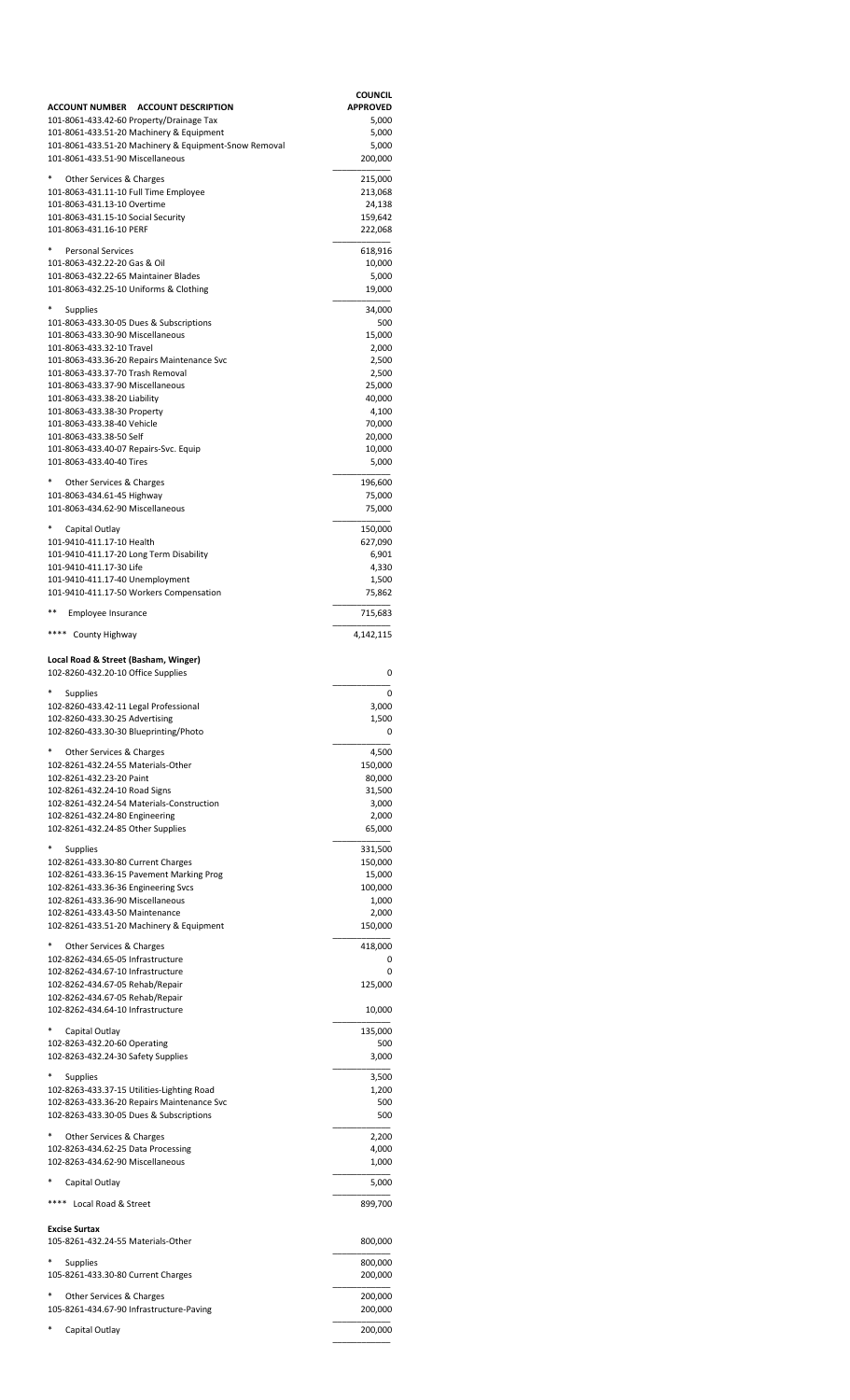| ACCOUNT NUMBER ACCOUNT DESCRIPTION | COUNCIL APPROVED |
|---|---|
| 101-8061-433.42-60 Property/Drainage Tax | 5,000 |
| 101-8061-433.51-20 Machinery & Equipment | 5,000 |
| 101-8061-433.51-20 Machinery & Equipment-Snow Removal | 5,000 |
| 101-8061-433.51-90 Miscellaneous | 200,000 |
| * Other Services & Charges | 215,000 |
| 101-8063-431.11-10 Full Time Employee | 213,068 |
| 101-8063-431.13-10 Overtime | 24,138 |
| 101-8063-431.15-10 Social Security | 159,642 |
| 101-8063-431.16-10 PERF | 222,068 |
| * Personal Services | 618,916 |
| 101-8063-432.22-20 Gas & Oil | 10,000 |
| 101-8063-432.22-65 Maintainer Blades | 5,000 |
| 101-8063-432.25-10 Uniforms & Clothing | 19,000 |
| * Supplies | 34,000 |
| 101-8063-433.30-05 Dues & Subscriptions | 500 |
| 101-8063-433.30-90 Miscellaneous | 15,000 |
| 101-8063-433.32-10 Travel | 2,000 |
| 101-8063-433.36-20 Repairs Maintenance Svc | 2,500 |
| 101-8063-433.37-70 Trash Removal | 2,500 |
| 101-8063-433.37-90 Miscellaneous | 25,000 |
| 101-8063-433.38-20 Liability | 40,000 |
| 101-8063-433.38-30 Property | 4,100 |
| 101-8063-433.38-40 Vehicle | 70,000 |
| 101-8063-433.38-50 Self | 20,000 |
| 101-8063-433.40-07 Repairs-Svc. Equip | 10,000 |
| 101-8063-433.40-40 Tires | 5,000 |
| * Other Services & Charges | 196,600 |
| 101-8063-434.61-45 Highway | 75,000 |
| 101-8063-434.62-90 Miscellaneous | 75,000 |
| * Capital Outlay | 150,000 |
| 101-9410-411.17-10 Health | 627,090 |
| 101-9410-411.17-20 Long Term Disability | 6,901 |
| 101-9410-411.17-30 Life | 4,330 |
| 101-9410-411.17-40 Unemployment | 1,500 |
| 101-9410-411.17-50 Workers Compensation | 75,862 |
| ** Employee Insurance | 715,683 |
| **** County Highway | 4,142,115 |
| **Local Road & Street (Basham, Winger)** | |
| 102-8260-432.20-10 Office Supplies | 0 |
| * Supplies | 0 |
| 102-8260-433.42-11 Legal Professional | 3,000 |
| 102-8260-433.30-25 Advertising | 1,500 |
| 102-8260-433.30-30 Blueprinting/Photo | 0 |
| * Other Services & Charges | 4,500 |
| 102-8261-432.24-55 Materials-Other | 150,000 |
| 102-8261-432.23-20 Paint | 80,000 |
| 102-8261-432.24-10 Road Signs | 31,500 |
| 102-8261-432.24-54 Materials-Construction | 3,000 |
| 102-8261-432.24-80 Engineering | 2,000 |
| 102-8261-432.24-85 Other Supplies | 65,000 |
| * Supplies | 331,500 |
| 102-8261-433.30-80 Current Charges | 150,000 |
| 102-8261-433.36-15 Pavement Marking Prog | 15,000 |
| 102-8261-433.36-36 Engineering Svcs | 100,000 |
| 102-8261-433.36-90 Miscellaneous | 1,000 |
| 102-8261-433.43-50 Maintenance | 2,000 |
| 102-8261-433.51-20 Machinery & Equipment | 150,000 |
| * Other Services & Charges | 418,000 |
| 102-8262-434.65-05 Infrastructure | 0 |
| 102-8262-434.67-10 Infrastructure | 0 |
| 102-8262-434.67-05 Rehab/Repair | 125,000 |
| 102-8262-434.67-05 Rehab/Repair | |
| 102-8262-434.64-10 Infrastructure | 10,000 |
| * Capital Outlay | 135,000 |
| 102-8263-432.20-60 Operating | 500 |
| 102-8263-432.24-30 Safety Supplies | 3,000 |
| * Supplies | 3,500 |
| 102-8263-433.37-15 Utilities-Lighting Road | 1,200 |
| 102-8263-433.36-20 Repairs Maintenance Svc | 500 |
| 102-8263-433.30-05 Dues & Subscriptions | 500 |
| * Other Services & Charges | 2,200 |
| 102-8263-434.62-25 Data Processing | 4,000 |
| 102-8263-434.62-90 Miscellaneous | 1,000 |
| * Capital Outlay | 5,000 |
| **** Local Road & Street | 899,700 |
| **Excise Surtax** | |
| 105-8261-432.24-55 Materials-Other | 800,000 |
| * Supplies | 800,000 |
| 105-8261-433.30-80 Current Charges | 200,000 |
| * Other Services & Charges | 200,000 |
| 105-8261-434.67-90 Infrastructure-Paving | 200,000 |
| * Capital Outlay | 200,000 |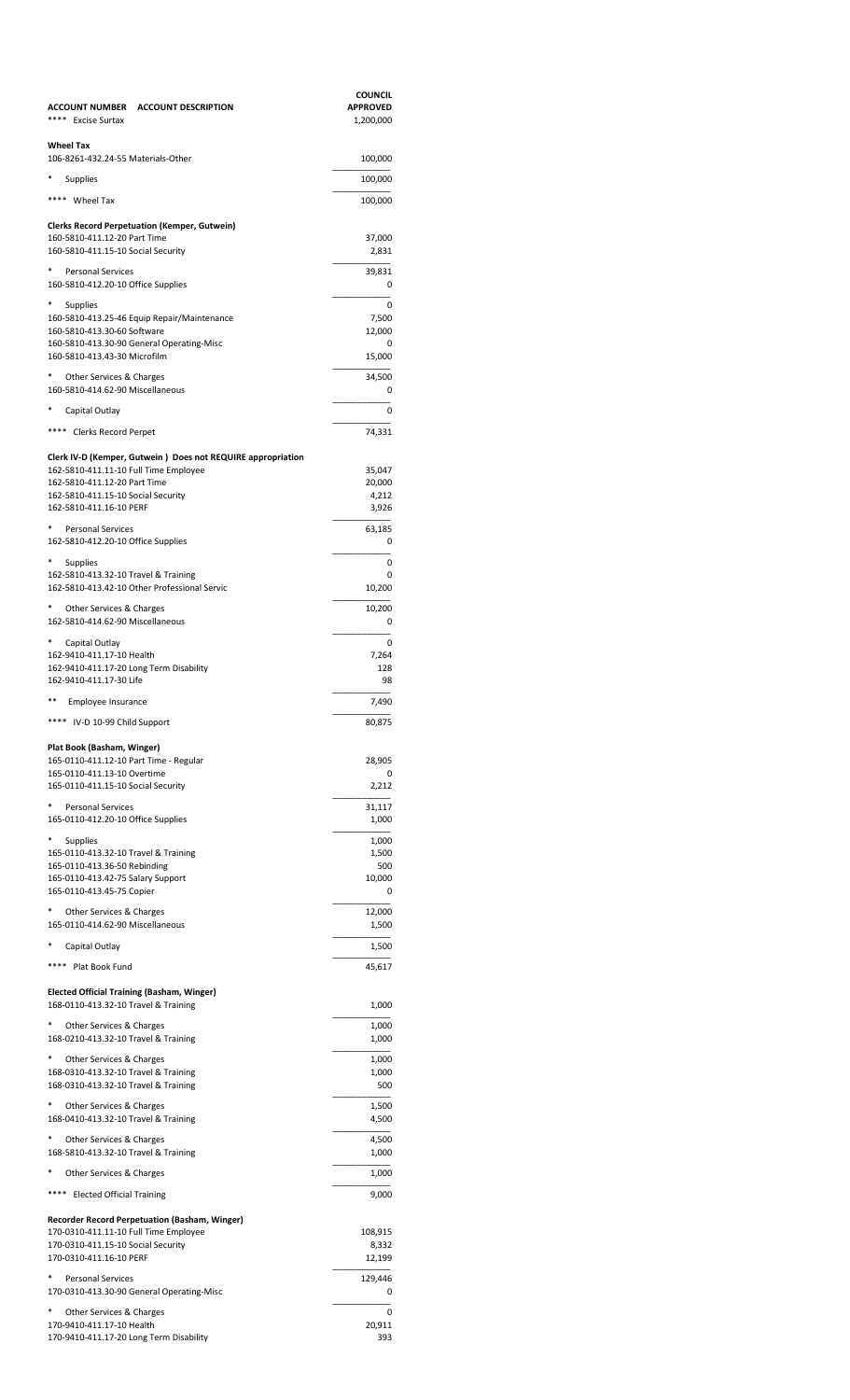| ACCOUNT NUMBER ACCOUNT DESCRIPTION | COUNCIL APPROVED |
|---|---|
| **** Excise Surtax | 1,200,000 |
| **Wheel Tax** | |
| 106-8261-432.24-55 Materials-Other | 100,000 |
| * Supplies | 100,000 |
| **** Wheel Tax | 100,000 |
| **Clerks Record Perpetuation (Kemper, Gutwein)** | |
| 160-5810-411.12-20 Part Time | 37,000 |
| 160-5810-411.15-10 Social Security | 2,831 |
| * Personal Services | 39,831 |
| 160-5810-412.20-10 Office Supplies | 0 |
| * Supplies | 0 |
| 160-5810-413.25-46 Equip Repair/Maintenance | 7,500 |
| 160-5810-413.30-60 Software | 12,000 |
| 160-5810-413.30-90 General Operating-Misc | 0 |
| 160-5810-413.43-30 Microfilm | 15,000 |
| * Other Services & Charges | 34,500 |
| 160-5810-414.62-90 Miscellaneous | 0 |
| * Capital Outlay | 0 |
| **** Clerks Record Perpet | 74,331 |
| **Clerk IV-D (Kemper, Gutwein ) Does not REQUIRE appropriation** | |
| 162-5810-411.11-10 Full Time Employee | 35,047 |
| 162-5810-411.12-20 Part Time | 20,000 |
| 162-5810-411.15-10 Social Security | 4,212 |
| 162-5810-411.16-10 PERF | 3,926 |
| * Personal Services | 63,185 |
| 162-5810-412.20-10 Office Supplies | 0 |
| * Supplies | 0 |
| 162-5810-413.32-10 Travel & Training | 0 |
| 162-5810-413.42-10 Other Professional Servic | 10,200 |
| * Other Services & Charges | 10,200 |
| 162-5810-414.62-90 Miscellaneous | 0 |
| * Capital Outlay | 0 |
| 162-9410-411.17-10 Health | 7,264 |
| 162-9410-411.17-20 Long Term Disability | 128 |
| 162-9410-411.17-30 Life | 98 |
| ** Employee Insurance | 7,490 |
| **** IV-D 10-99 Child Support | 80,875 |
| **Plat Book (Basham, Winger)** | |
| 165-0110-411.12-10 Part Time - Regular | 28,905 |
| 165-0110-411.13-10 Overtime | 0 |
| 165-0110-411.15-10 Social Security | 2,212 |
| * Personal Services | 31,117 |
| 165-0110-412.20-10 Office Supplies | 1,000 |
| * Supplies | 1,000 |
| 165-0110-413.32-10 Travel & Training | 1,500 |
| 165-0110-413.36-50 Rebinding | 500 |
| 165-0110-413.42-75 Salary Support | 10,000 |
| 165-0110-413.45-75 Copier | 0 |
| * Other Services & Charges | 12,000 |
| 165-0110-414.62-90 Miscellaneous | 1,500 |
| * Capital Outlay | 1,500 |
| **** Plat Book Fund | 45,617 |
| **Elected Official Training (Basham, Winger)** | |
| 168-0110-413.32-10 Travel & Training | 1,000 |
| * Other Services & Charges | 1,000 |
| 168-0210-413.32-10 Travel & Training | 1,000 |
| * Other Services & Charges | 1,000 |
| 168-0310-413.32-10 Travel & Training | 1,000 |
| 168-0310-413.32-10 Travel & Training | 500 |
| * Other Services & Charges | 1,500 |
| 168-0410-413.32-10 Travel & Training | 4,500 |
| * Other Services & Charges | 4,500 |
| 168-5810-413.32-10 Travel & Training | 1,000 |
| * Other Services & Charges | 1,000 |
| **** Elected Official Training | 9,000 |
| **Recorder Record Perpetuation (Basham, Winger)** | |
| 170-0310-411.11-10 Full Time Employee | 108,915 |
| 170-0310-411.15-10 Social Security | 8,332 |
| 170-0310-411.16-10 PERF | 12,199 |
| * Personal Services | 129,446 |
| 170-0310-413.30-90 General Operating-Misc | 0 |
| * Other Services & Charges | 0 |
| 170-9410-411.17-10 Health | 20,911 |
| 170-9410-411.17-20 Long Term Disability | 393 |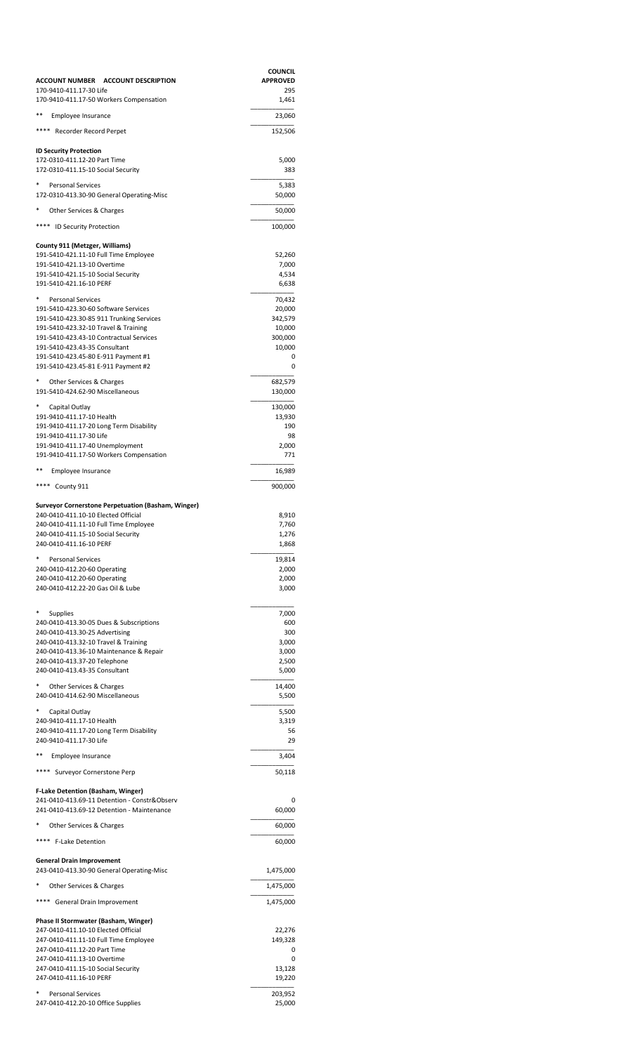| ACCOUNT NUMBER ACCOUNT DESCRIPTION | COUNCIL APPROVED |
|---|---|
| 170-9410-411.17-30 Life | 295 |
| 170-9410-411.17-50 Workers Compensation | 1,461 |
| ** Employee Insurance | 23,060 |
| **** Recorder Record Perpet | 152,506 |
| **ID Security Protection** | |
| 172-0310-411.12-20 Part Time | 5,000 |
| 172-0310-411.15-10 Social Security | 383 |
| * Personal Services | 5,383 |
| 172-0310-413.30-90 General Operating-Misc | 50,000 |
| * Other Services & Charges | 50,000 |
| **** ID Security Protection | 100,000 |
| **County 911 (Metzger, Williams)** | |
| 191-5410-421.11-10 Full Time Employee | 52,260 |
| 191-5410-421.13-10 Overtime | 7,000 |
| 191-5410-421.15-10 Social Security | 4,534 |
| 191-5410-421.16-10 PERF | 6,638 |
| * Personal Services | 70,432 |
| 191-5410-423.30-60 Software Services | 20,000 |
| 191-5410-423.30-85 911 Trunking Services | 342,579 |
| 191-5410-423.32-10 Travel & Training | 10,000 |
| 191-5410-423.43-10 Contractual Services | 300,000 |
| 191-5410-423.43-35 Consultant | 10,000 |
| 191-5410-423.45-80 E-911 Payment #1 | 0 |
| 191-5410-423.45-81 E-911 Payment #2 | 0 |
| * Other Services & Charges | 682,579 |
| 191-5410-424.62-90 Miscellaneous | 130,000 |
| * Capital Outlay | 130,000 |
| 191-9410-411.17-10 Health | 13,930 |
| 191-9410-411.17-20 Long Term Disability | 190 |
| 191-9410-411.17-30 Life | 98 |
| 191-9410-411.17-40 Unemployment | 2,000 |
| 191-9410-411.17-50 Workers Compensation | 771 |
| ** Employee Insurance | 16,989 |
| **** County 911 | 900,000 |
| **Surveyor Cornerstone Perpetuation (Basham, Winger)** | |
| 240-0410-411.10-10 Elected Official | 8,910 |
| 240-0410-411.11-10 Full Time Employee | 7,760 |
| 240-0410-411.15-10 Social Security | 1,276 |
| 240-0410-411.16-10 PERF | 1,868 |
| * Personal Services | 19,814 |
| 240-0410-412.20-60 Operating | 2,000 |
| 240-0410-412.20-60 Operating | 2,000 |
| 240-0410-412.22-20 Gas Oil & Lube | 3,000 |
| * Supplies | 7,000 |
| 240-0410-413.30-05 Dues & Subscriptions | 600 |
| 240-0410-413.30-25 Advertising | 300 |
| 240-0410-413.32-10 Travel & Training | 3,000 |
| 240-0410-413.36-10 Maintenance & Repair | 3,000 |
| 240-0410-413.37-20 Telephone | 2,500 |
| 240-0410-413.43-35 Consultant | 5,000 |
| * Other Services & Charges | 14,400 |
| 240-0410-414.62-90 Miscellaneous | 5,500 |
| * Capital Outlay | 5,500 |
| 240-9410-411.17-10 Health | 3,319 |
| 240-9410-411.17-20 Long Term Disability | 56 |
| 240-9410-411.17-30 Life | 29 |
| ** Employee Insurance | 3,404 |
| **** Surveyor Cornerstone Perp | 50,118 |
| **F-Lake Detention (Basham, Winger)** | |
| 241-0410-413.69-11 Detention - Constr&Observ | 0 |
| 241-0410-413.69-12 Detention - Maintenance | 60,000 |
| * Other Services & Charges | 60,000 |
| **** F-Lake Detention | 60,000 |
| **General Drain Improvement** | |
| 243-0410-413.30-90 General Operating-Misc | 1,475,000 |
| * Other Services & Charges | 1,475,000 |
| **** General Drain Improvement | 1,475,000 |
| **Phase II Stormwater (Basham, Winger)** | |
| 247-0410-411.10-10 Elected Official | 22,276 |
| 247-0410-411.11-10 Full Time Employee | 149,328 |
| 247-0410-411.12-20 Part Time | 0 |
| 247-0410-411.13-10 Overtime | 0 |
| 247-0410-411.15-10 Social Security | 13,128 |
| 247-0410-411.16-10 PERF | 19,220 |
| * Personal Services | 203,952 |
| 247-0410-412.20-10 Office Supplies | 25,000 |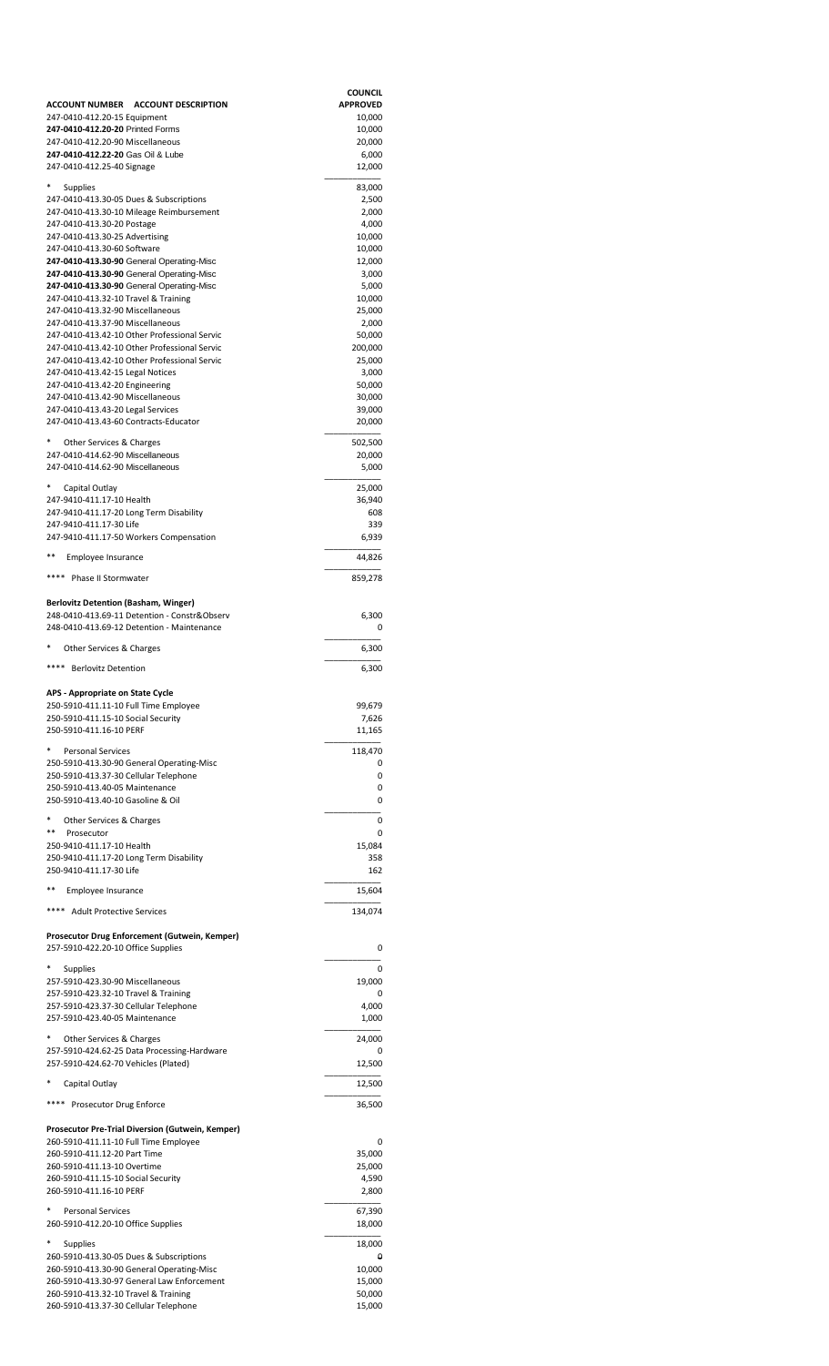| ACCOUNT NUMBER ACCOUNT DESCRIPTION | COUNCIL APPROVED |
|---|---|
| 247-0410-412.20-15 Equipment | 10,000 |
| **247-0410-412.20-20** Printed Forms | 10,000 |
| 247-0410-412.20-90 Miscellaneous | 20,000 |
| **247-0410-412.22-20** Gas Oil & Lube | 6,000 |
| 247-0410-412.25-40 Signage | 12,000 |
| * Supplies | 83,000 |
| 247-0410-413.30-05 Dues & Subscriptions | 2,500 |
| 247-0410-413.30-10 Mileage Reimbursement | 2,000 |
| 247-0410-413.30-20 Postage | 4,000 |
| 247-0410-413.30-25 Advertising | 10,000 |
| 247-0410-413.30-60 Software | 10,000 |
| **247-0410-413.30-90** General Operating-Misc | 12,000 |
| **247-0410-413.30-90** General Operating-Misc | 3,000 |
| **247-0410-413.30-90** General Operating-Misc | 5,000 |
| 247-0410-413.32-10 Travel & Training | 10,000 |
| 247-0410-413.32-90 Miscellaneous | 25,000 |
| 247-0410-413.37-90 Miscellaneous | 2,000 |
| 247-0410-413.42-10 Other Professional Servic | 50,000 |
| 247-0410-413.42-10 Other Professional Servic | 200,000 |
| 247-0410-413.42-10 Other Professional Servic | 25,000 |
| 247-0410-413.42-15 Legal Notices | 3,000 |
| 247-0410-413.42-20 Engineering | 50,000 |
| 247-0410-413.42-90 Miscellaneous | 30,000 |
| 247-0410-413.43-20 Legal Services | 39,000 |
| 247-0410-413.43-60 Contracts-Educator | 20,000 |
| * Other Services & Charges | 502,500 |
| 247-0410-414.62-90 Miscellaneous | 20,000 |
| 247-0410-414.62-90 Miscellaneous | 5,000 |
| * Capital Outlay | 25,000 |
| 247-9410-411.17-10 Health | 36,940 |
| 247-9410-411.17-20 Long Term Disability | 608 |
| 247-9410-411.17-30 Life | 339 |
| 247-9410-411.17-50 Workers Compensation | 6,939 |
| ** Employee Insurance | 44,826 |
| **** Phase II Stormwater | 859,278 |
| **Berlovitz Detention (Basham, Winger)** | |
| 248-0410-413.69-11 Detention - Constr&Observ | 6,300 |
| 248-0410-413.69-12 Detention - Maintenance | 0 |
| * Other Services & Charges | 6,300 |
| **** Berlovitz Detention | 6,300 |
| **APS - Appropriate on State Cycle** | |
| 250-5910-411.11-10 Full Time Employee | 99,679 |
| 250-5910-411.15-10 Social Security | 7,626 |
| 250-5910-411.16-10 PERF | 11,165 |
| * Personal Services | 118,470 |
| 250-5910-413.30-90 General Operating-Misc | 0 |
| 250-5910-413.37-30 Cellular Telephone | 0 |
| 250-5910-413.40-05 Maintenance | 0 |
| 250-5910-413.40-10 Gasoline & Oil | 0 |
| * Other Services & Charges | 0 |
| ** Prosecutor | 0 |
| 250-9410-411.17-10 Health | 15,084 |
| 250-9410-411.17-20 Long Term Disability | 358 |
| 250-9410-411.17-30 Life | 162 |
| ** Employee Insurance | 15,604 |
| **** Adult Protective Services | 134,074 |
| **Prosecutor Drug Enforcement (Gutwein, Kemper)** | |
| 257-5910-422.20-10 Office Supplies | 0 |
| * Supplies | 0 |
| 257-5910-423.30-90 Miscellaneous | 19,000 |
| 257-5910-423.32-10 Travel & Training | 0 |
| 257-5910-423.37-30 Cellular Telephone | 4,000 |
| 257-5910-423.40-05 Maintenance | 1,000 |
| * Other Services & Charges | 24,000 |
| 257-5910-424.62-25 Data Processing-Hardware | 0 |
| 257-5910-424.62-70 Vehicles (Plated) | 12,500 |
| * Capital Outlay | 12,500 |
| **** Prosecutor Drug Enforce | 36,500 |
| **Prosecutor Pre-Trial Diversion (Gutwein, Kemper)** | |
| 260-5910-411.11-10 Full Time Employee | 0 |
| 260-5910-411.12-20 Part Time | 35,000 |
| 260-5910-411.13-10 Overtime | 25,000 |
| 260-5910-411.15-10 Social Security | 4,590 |
| 260-5910-411.16-10 PERF | 2,800 |
| * Personal Services | 67,390 |
| 260-5910-412.20-10 Office Supplies | 18,000 |
| * Supplies | 18,000 |
| 260-5910-413.30-05 Dues & Subscriptions | 0 |
| 260-5910-413.30-90 General Operating-Misc | 10,000 |
| 260-5910-413.30-97 General Law Enforcement | 15,000 |
| 260-5910-413.32-10 Travel & Training | 50,000 |
| 260-5910-413.37-30 Cellular Telephone | 15,000 |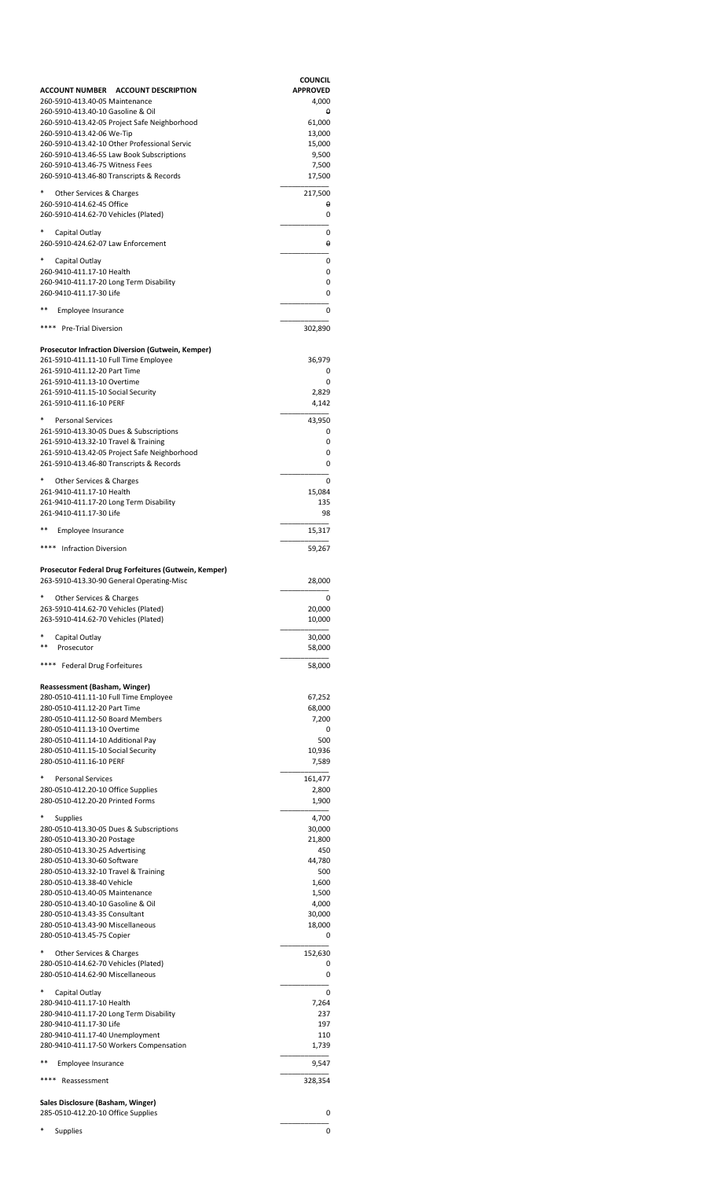| ACCOUNT NUMBER ACCOUNT DESCRIPTION | COUNCIL APPROVED |
|---|---|
| 260-5910-413.40-05 Maintenance | 4,000 |
| 260-5910-413.40-10 Gasoline & Oil | 0 |
| 260-5910-413.42-05 Project Safe Neighborhood | 61,000 |
| 260-5910-413.42-06 We-Tip | 13,000 |
| 260-5910-413.42-10 Other Professional Servic | 15,000 |
| 260-5910-413.46-55 Law Book Subscriptions | 9,500 |
| 260-5910-413.46-75 Witness Fees | 7,500 |
| 260-5910-413.46-80 Transcripts & Records | 17,500 |
| * Other Services & Charges | 217,500 |
| 260-5910-414.62-45 Office | 0 |
| 260-5910-414.62-70 Vehicles (Plated) | 0 |
| * Capital Outlay | 0 |
| 260-5910-424.62-07 Law Enforcement | 0 |
| * Capital Outlay | 0 |
| 260-9410-411.17-10 Health | 0 |
| 260-9410-411.17-20 Long Term Disability | 0 |
| 260-9410-411.17-30 Life | 0 |
| ** Employee Insurance | 0 |
| **** Pre-Trial Diversion | 302,890 |
| **Prosecutor Infraction Diversion (Gutwein, Kemper)** | |
| 261-5910-411.11-10 Full Time Employee | 36,979 |
| 261-5910-411.12-20 Part Time | 0 |
| 261-5910-411.13-10 Overtime | 0 |
| 261-5910-411.15-10 Social Security | 2,829 |
| 261-5910-411.16-10 PERF | 4,142 |
| * Personal Services | 43,950 |
| 261-5910-413.30-05 Dues & Subscriptions | 0 |
| 261-5910-413.32-10 Travel & Training | 0 |
| 261-5910-413.42-05 Project Safe Neighborhood | 0 |
| 261-5910-413.46-80 Transcripts & Records | 0 |
| * Other Services & Charges | 0 |
| 261-9410-411.17-10 Health | 15,084 |
| 261-9410-411.17-20 Long Term Disability | 135 |
| 261-9410-411.17-30 Life | 98 |
| ** Employee Insurance | 15,317 |
| **** Infraction Diversion | 59,267 |
| **Prosecutor Federal Drug Forfeitures (Gutwein, Kemper)** | |
| 263-5910-413.30-90 General Operating-Misc | 28,000 |
| * Other Services & Charges | 0 |
| 263-5910-414.62-70 Vehicles (Plated) | 20,000 |
| 263-5910-414.62-70 Vehicles (Plated) | 10,000 |
| * Capital Outlay | 30,000 |
| ** Prosecutor | 58,000 |
| **** Federal Drug Forfeitures | 58,000 |
| **Reassessment (Basham, Winger)** | |
| 280-0510-411.11-10 Full Time Employee | 67,252 |
| 280-0510-411.12-20 Part Time | 68,000 |
| 280-0510-411.12-50 Board Members | 7,200 |
| 280-0510-411.13-10 Overtime | 0 |
| 280-0510-411.14-10 Additional Pay | 500 |
| 280-0510-411.15-10 Social Security | 10,936 |
| 280-0510-411.16-10 PERF | 7,589 |
| * Personal Services | 161,477 |
| 280-0510-412.20-10 Office Supplies | 2,800 |
| 280-0510-412.20-20 Printed Forms | 1,900 |
| * Supplies | 4,700 |
| 280-0510-413.30-05 Dues & Subscriptions | 30,000 |
| 280-0510-413.30-20 Postage | 21,800 |
| 280-0510-413.30-25 Advertising | 450 |
| 280-0510-413.30-60 Software | 44,780 |
| 280-0510-413.32-10 Travel & Training | 500 |
| 280-0510-413.38-40 Vehicle | 1,600 |
| 280-0510-413.40-05 Maintenance | 1,500 |
| 280-0510-413.40-10 Gasoline & Oil | 4,000 |
| 280-0510-413.43-35 Consultant | 30,000 |
| 280-0510-413.43-90 Miscellaneous | 18,000 |
| 280-0510-413.45-75 Copier | 0 |
| * Other Services & Charges | 152,630 |
| 280-0510-414.62-70 Vehicles (Plated) | 0 |
| 280-0510-414.62-90 Miscellaneous | 0 |
| * Capital Outlay | 0 |
| 280-9410-411.17-10 Health | 7,264 |
| 280-9410-411.17-20 Long Term Disability | 237 |
| 280-9410-411.17-30 Life | 197 |
| 280-9410-411.17-40 Unemployment | 110 |
| 280-9410-411.17-50 Workers Compensation | 1,739 |
| ** Employee Insurance | 9,547 |
| **** Reassessment | 328,354 |
| **Sales Disclosure (Basham, Winger)** | |
| 285-0510-412.20-10 Office Supplies | 0 |
| * Supplies | 0 |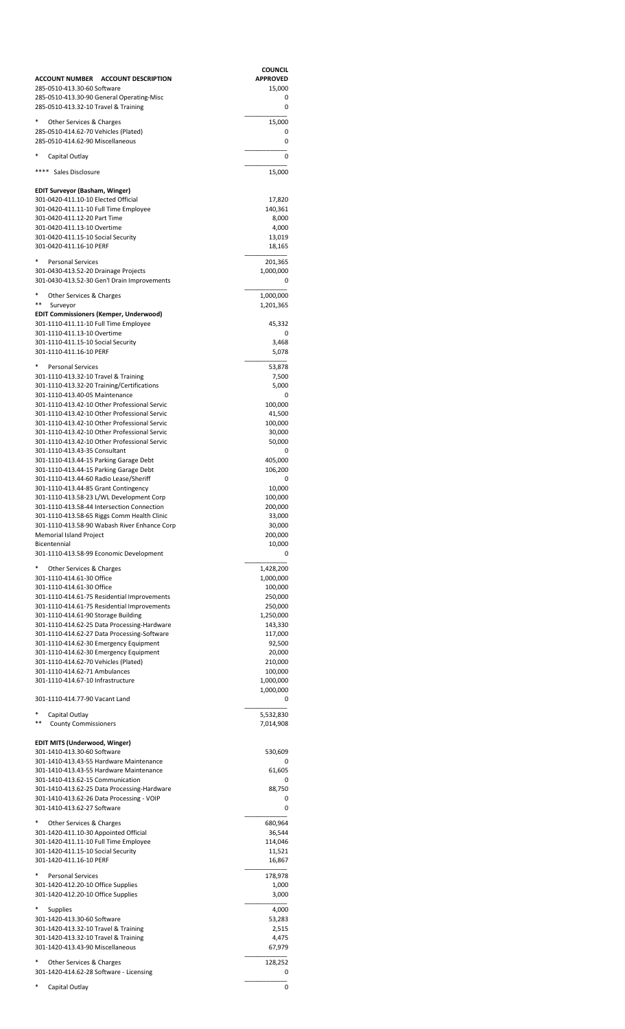| ACCOUNT NUMBER ACCOUNT DESCRIPTION | COUNCIL APPROVED |
| --- | --- |
| 285-0510-413.30-60 Software | 15,000 |
| 285-0510-413.30-90 General Operating-Misc | 0 |
| 285-0510-413.32-10 Travel & Training | 0 |
| * Other Services & Charges | 15,000 |
| 285-0510-414.62-70 Vehicles (Plated) | 0 |
| 285-0510-414.62-90 Miscellaneous | 0 |
| * Capital Outlay | 0 |
| **** Sales Disclosure | 15,000 |
| **EDIT Surveyor (Basham, Winger)** | |
| 301-0420-411.10-10 Elected Official | 17,820 |
| 301-0420-411.11-10 Full Time Employee | 140,361 |
| 301-0420-411.12-20 Part Time | 8,000 |
| 301-0420-411.13-10 Overtime | 4,000 |
| 301-0420-411.15-10 Social Security | 13,019 |
| 301-0420-411.16-10 PERF | 18,165 |
| * Personal Services | 201,365 |
| 301-0430-413.52-20 Drainage Projects | 1,000,000 |
| 301-0430-413.52-30 Gen'l Drain Improvements | 0 |
| * Other Services & Charges | 1,000,000 |
| ** Surveyor | 1,201,365 |
| **EDIT Commissioners (Kemper, Underwood)** | |
| 301-1110-411.11-10 Full Time Employee | 45,332 |
| 301-1110-411.13-10 Overtime | 0 |
| 301-1110-411.15-10 Social Security | 3,468 |
| 301-1110-411.16-10 PERF | 5,078 |
| * Personal Services | 53,878 |
| 301-1110-413.32-10 Travel & Training | 7,500 |
| 301-1110-413.32-20 Training/Certifications | 5,000 |
| 301-1110-413.40-05 Maintenance | 0 |
| 301-1110-413.42-10 Other Professional Servic | 100,000 |
| 301-1110-413.42-10 Other Professional Servic | 41,500 |
| 301-1110-413.42-10 Other Professional Servic | 100,000 |
| 301-1110-413.42-10 Other Professional Servic | 30,000 |
| 301-1110-413.42-10 Other Professional Servic | 50,000 |
| 301-1110-413.43-35 Consultant | 0 |
| 301-1110-413.44-15 Parking Garage Debt | 405,000 |
| 301-1110-413.44-15 Parking Garage Debt | 106,200 |
| 301-1110-413.44-60 Radio Lease/Sheriff | 0 |
| 301-1110-413.44-85 Grant Contingency | 10,000 |
| 301-1110-413.58-23 L/WL Development Corp | 100,000 |
| 301-1110-413.58-44 Intersection Connection | 200,000 |
| 301-1110-413.58-65 Riggs Comm Health Clinic | 33,000 |
| 301-1110-413.58-90 Wabash River Enhance Corp | 30,000 |
| Memorial Island Project | 200,000 |
| Bicentennial | 10,000 |
| 301-1110-413.58-99 Economic Development | 0 |
| * Other Services & Charges | 1,428,200 |
| 301-1110-414.61-30 Office | 1,000,000 |
| 301-1110-414.61-30 Office | 100,000 |
| 301-1110-414.61-75 Residential Improvements | 250,000 |
| 301-1110-414.61-75 Residential Improvements | 250,000 |
| 301-1110-414.61-90 Storage Building | 1,250,000 |
| 301-1110-414.62-25 Data Processing-Hardware | 143,330 |
| 301-1110-414.62-27 Data Processing-Software | 117,000 |
| 301-1110-414.62-30 Emergency Equipment | 92,500 |
| 301-1110-414.62-30 Emergency Equipment | 20,000 |
| 301-1110-414.62-70 Vehicles (Plated) | 210,000 |
| 301-1110-414.62-71 Ambulances | 100,000 |
| 301-1110-414.67-10 Infrastructure | 1,000,000 |
| | 1,000,000 |
| 301-1110-414.77-90 Vacant Land | 0 |
| * Capital Outlay | 5,532,830 |
| ** County Commissioners | 7,014,908 |
| **EDIT MITS (Underwood, Winger)** | |
| 301-1410-413.30-60 Software | 530,609 |
| 301-1410-413.43-55 Hardware Maintenance | 0 |
| 301-1410-413.43-55 Hardware Maintenance | 61,605 |
| 301-1410-413.62-15 Communication | 0 |
| 301-1410-413.62-25 Data Processing-Hardware | 88,750 |
| 301-1410-413.62-26 Data Processing - VOIP | 0 |
| 301-1410-413.62-27 Software | 0 |
| * Other Services & Charges | 680,964 |
| 301-1420-411.10-30 Appointed Official | 36,544 |
| 301-1420-411.11-10 Full Time Employee | 114,046 |
| 301-1420-411.15-10 Social Security | 11,521 |
| 301-1420-411.16-10 PERF | 16,867 |
| * Personal Services | 178,978 |
| 301-1420-412.20-10 Office Supplies | 1,000 |
| 301-1420-412.20-10 Office Supplies | 3,000 |
| * Supplies | 4,000 |
| 301-1420-413.30-60 Software | 53,283 |
| 301-1420-413.32-10 Travel & Training | 2,515 |
| 301-1420-413.32-10 Travel & Training | 4,475 |
| 301-1420-413.43-90 Miscellaneous | 67,979 |
| * Other Services & Charges | 128,252 |
| 301-1420-414.62-28 Software - Licensing | 0 |
| * Capital Outlay | 0 |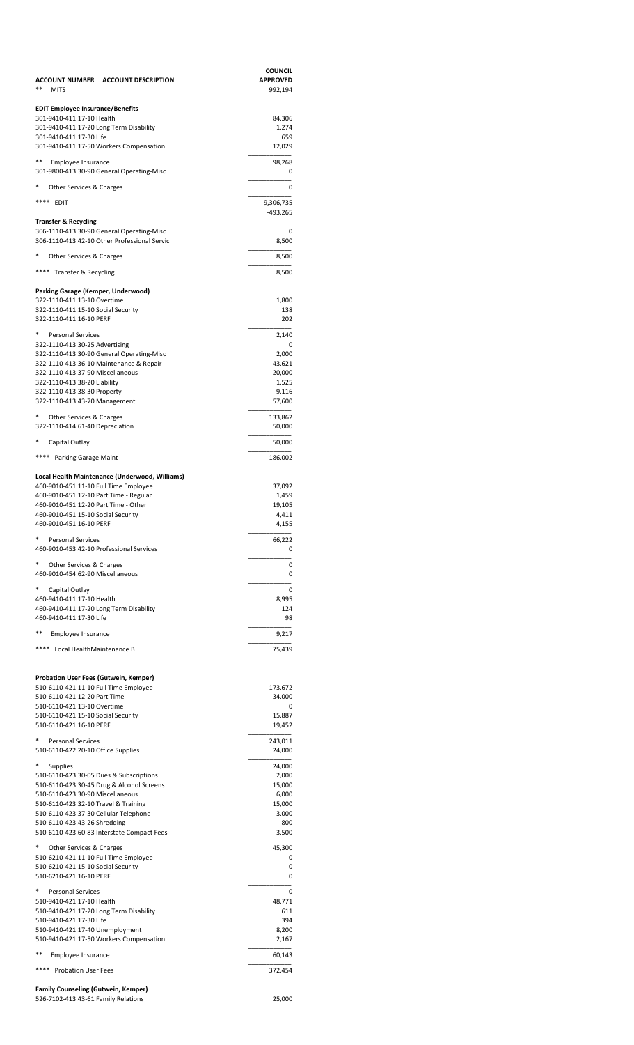| ACCOUNT NUMBER ACCOUNT DESCRIPTION | COUNCIL APPROVED |
|---|---|
| ** MITS | 992,194 |
| **EDIT Employee Insurance/Benefits** | |
| 301-9410-411.17-10 Health | 84,306 |
| 301-9410-411.17-20 Long Term Disability | 1,274 |
| 301-9410-411.17-30 Life | 659 |
| 301-9410-411.17-50 Workers Compensation | 12,029 |
| ** Employee Insurance | 98,268 |
| 301-9800-413.30-90 General Operating-Misc | 0 |
| * Other Services & Charges | 0 |
| **** EDIT | 9,306,735 |
| | -493,265 |
| **Transfer & Recycling** | |
| 306-1110-413.30-90 General Operating-Misc | 0 |
| 306-1110-413.42-10 Other Professional Servic | 8,500 |
| * Other Services & Charges | 8,500 |
| **** Transfer & Recycling | 8,500 |
| **Parking Garage (Kemper, Underwood)** | |
| 322-1110-411.13-10 Overtime | 1,800 |
| 322-1110-411.15-10 Social Security | 138 |
| 322-1110-411.16-10 PERF | 202 |
| * Personal Services | 2,140 |
| 322-1110-413.30-25 Advertising | 0 |
| 322-1110-413.30-90 General Operating-Misc | 2,000 |
| 322-1110-413.36-10 Maintenance & Repair | 43,621 |
| 322-1110-413.37-90 Miscellaneous | 20,000 |
| 322-1110-413.38-20 Liability | 1,525 |
| 322-1110-413.38-30 Property | 9,116 |
| 322-1110-413.43-70 Management | 57,600 |
| * Other Services & Charges | 133,862 |
| 322-1110-414.61-40 Depreciation | 50,000 |
| * Capital Outlay | 50,000 |
| **** Parking Garage Maint | 186,002 |
| **Local Health Maintenance (Underwood, Williams)** | |
| 460-9010-451.11-10 Full Time Employee | 37,092 |
| 460-9010-451.12-10 Part Time - Regular | 1,459 |
| 460-9010-451.12-20 Part Time - Other | 19,105 |
| 460-9010-451.15-10 Social Security | 4,411 |
| 460-9010-451.16-10 PERF | 4,155 |
| * Personal Services | 66,222 |
| 460-9010-453.42-10 Professional Services | 0 |
| * Other Services & Charges | 0 |
| 460-9010-454.62-90 Miscellaneous | 0 |
| * Capital Outlay | 0 |
| 460-9410-411.17-10 Health | 8,995 |
| 460-9410-411.17-20 Long Term Disability | 124 |
| 460-9410-411.17-30 Life | 98 |
| ** Employee Insurance | 9,217 |
| **** Local HealthMaintenance B | 75,439 |
| **Probation User Fees (Gutwein, Kemper)** | |
| 510-6110-421.11-10 Full Time Employee | 173,672 |
| 510-6110-421.12-20 Part Time | 34,000 |
| 510-6110-421.13-10 Overtime | 0 |
| 510-6110-421.15-10 Social Security | 15,887 |
| 510-6110-421.16-10 PERF | 19,452 |
| * Personal Services | 243,011 |
| 510-6110-422.20-10 Office Supplies | 24,000 |
| * Supplies | 24,000 |
| 510-6110-423.30-05 Dues & Subscriptions | 2,000 |
| 510-6110-423.30-45 Drug & Alcohol Screens | 15,000 |
| 510-6110-423.30-90 Miscellaneous | 6,000 |
| 510-6110-423.32-10 Travel & Training | 15,000 |
| 510-6110-423.37-30 Cellular Telephone | 3,000 |
| 510-6110-423.43-26 Shredding | 800 |
| 510-6110-423.60-83 Interstate Compact Fees | 3,500 |
| * Other Services & Charges | 45,300 |
| 510-6210-421.11-10 Full Time Employee | 0 |
| 510-6210-421.15-10 Social Security | 0 |
| 510-6210-421.16-10 PERF | 0 |
| * Personal Services | 0 |
| 510-9410-421.17-10 Health | 48,771 |
| 510-9410-421.17-20 Long Term Disability | 611 |
| 510-9410-421.17-30 Life | 394 |
| 510-9410-421.17-40 Unemployment | 8,200 |
| 510-9410-421.17-50 Workers Compensation | 2,167 |
| ** Employee Insurance | 60,143 |
| **** Probation User Fees | 372,454 |
| **Family Counseling (Gutwein, Kemper)** | |
| 526-7102-413.43-61 Family Relations | 25,000 |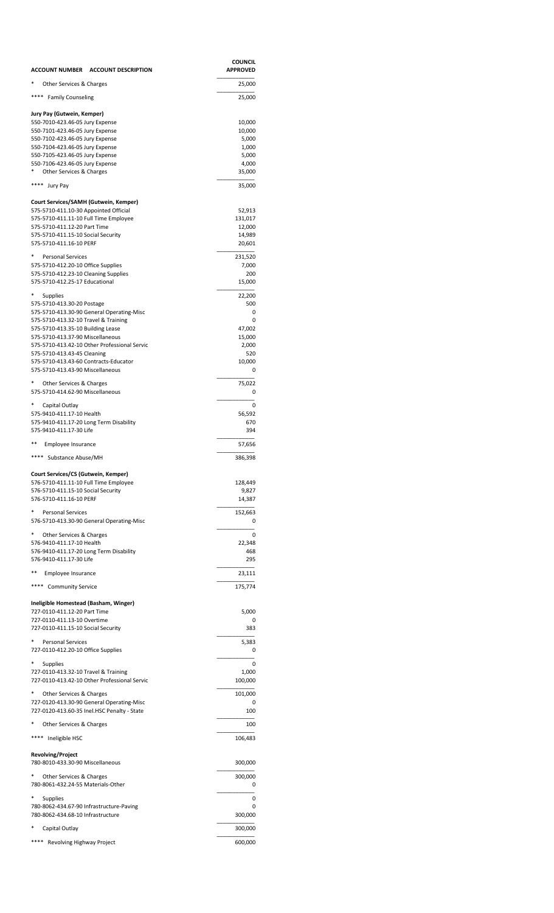| ACCOUNT NUMBER ACCOUNT DESCRIPTION | COUNCIL APPROVED |
|---|---|
| * Other Services & Charges | 25,000 |
| **** Family Counseling | 25,000 |
| **Jury Pay (Gutwein, Kemper)** | |
| 550-7010-423.46-05 Jury Expense | 10,000 |
| 550-7101-423.46-05 Jury Expense | 10,000 |
| 550-7102-423.46-05 Jury Expense | 5,000 |
| 550-7104-423.46-05 Jury Expense | 1,000 |
| 550-7105-423.46-05 Jury Expense | 5,000 |
| 550-7106-423.46-05 Jury Expense | 4,000 |
| * Other Services & Charges | 35,000 |
| **** Jury Pay | 35,000 |
| **Court Services/SAMH (Gutwein, Kemper)** | |
| 575-5710-411.10-30 Appointed Official | 52,913 |
| 575-5710-411.11-10 Full Time Employee | 131,017 |
| 575-5710-411.12-20 Part Time | 12,000 |
| 575-5710-411.15-10 Social Security | 14,989 |
| 575-5710-411.16-10 PERF | 20,601 |
| * Personal Services | 231,520 |
| 575-5710-412.20-10 Office Supplies | 7,000 |
| 575-5710-412.23-10 Cleaning Supplies | 200 |
| 575-5710-412.25-17 Educational | 15,000 |
| * Supplies | 22,200 |
| 575-5710-413.30-20 Postage | 500 |
| 575-5710-413.30-90 General Operating-Misc | 0 |
| 575-5710-413.32-10 Travel & Training | 0 |
| 575-5710-413.35-10 Building Lease | 47,002 |
| 575-5710-413.37-90 Miscellaneous | 15,000 |
| 575-5710-413.42-10 Other Professional Servic | 2,000 |
| 575-5710-413.43-45 Cleaning | 520 |
| 575-5710-413.43-60 Contracts-Educator | 10,000 |
| 575-5710-413.43-90 Miscellaneous | 0 |
| * Other Services & Charges | 75,022 |
| 575-5710-414.62-90 Miscellaneous | 0 |
| * Capital Outlay | 0 |
| 575-9410-411.17-10 Health | 56,592 |
| 575-9410-411.17-20 Long Term Disability | 670 |
| 575-9410-411.17-30 Life | 394 |
| ** Employee Insurance | 57,656 |
| **** Substance Abuse/MH | 386,398 |
| **Court Services/CS (Gutwein, Kemper)** | |
| 576-5710-411.11-10 Full Time Employee | 128,449 |
| 576-5710-411.15-10 Social Security | 9,827 |
| 576-5710-411.16-10 PERF | 14,387 |
| * Personal Services | 152,663 |
| 576-5710-413.30-90 General Operating-Misc | 0 |
| * Other Services & Charges | 0 |
| 576-9410-411.17-10 Health | 22,348 |
| 576-9410-411.17-20 Long Term Disability | 468 |
| 576-9410-411.17-30 Life | 295 |
| ** Employee Insurance | 23,111 |
| **** Community Service | 175,774 |
| **Ineligible Homestead (Basham, Winger)** | |
| 727-0110-411.12-20 Part Time | 5,000 |
| 727-0110-411.13-10 Overtime | 0 |
| 727-0110-411.15-10 Social Security | 383 |
| * Personal Services | 5,383 |
| 727-0110-412.20-10 Office Supplies | 0 |
| * Supplies | 0 |
| 727-0110-413.32-10 Travel & Training | 1,000 |
| 727-0110-413.42-10 Other Professional Servic | 100,000 |
| * Other Services & Charges | 101,000 |
| 727-0120-413.30-90 General Operating-Misc | 0 |
| 727-0120-413.60-35 Inel.HSC Penalty - State | 100 |
| * Other Services & Charges | 100 |
| **** Ineligible HSC | 106,483 |
| **Revolving/Project** | |
| 780-8010-433.30-90 Miscellaneous | 300,000 |
| * Other Services & Charges | 300,000 |
| 780-8061-432.24-55 Materials-Other | 0 |
| * Supplies | 0 |
| 780-8062-434.67-90 Infrastructure-Paving | 0 |
| 780-8062-434.68-10 Infrastructure | 300,000 |
| * Capital Outlay | 300,000 |
| **** Revolving Highway Project | 600,000 |